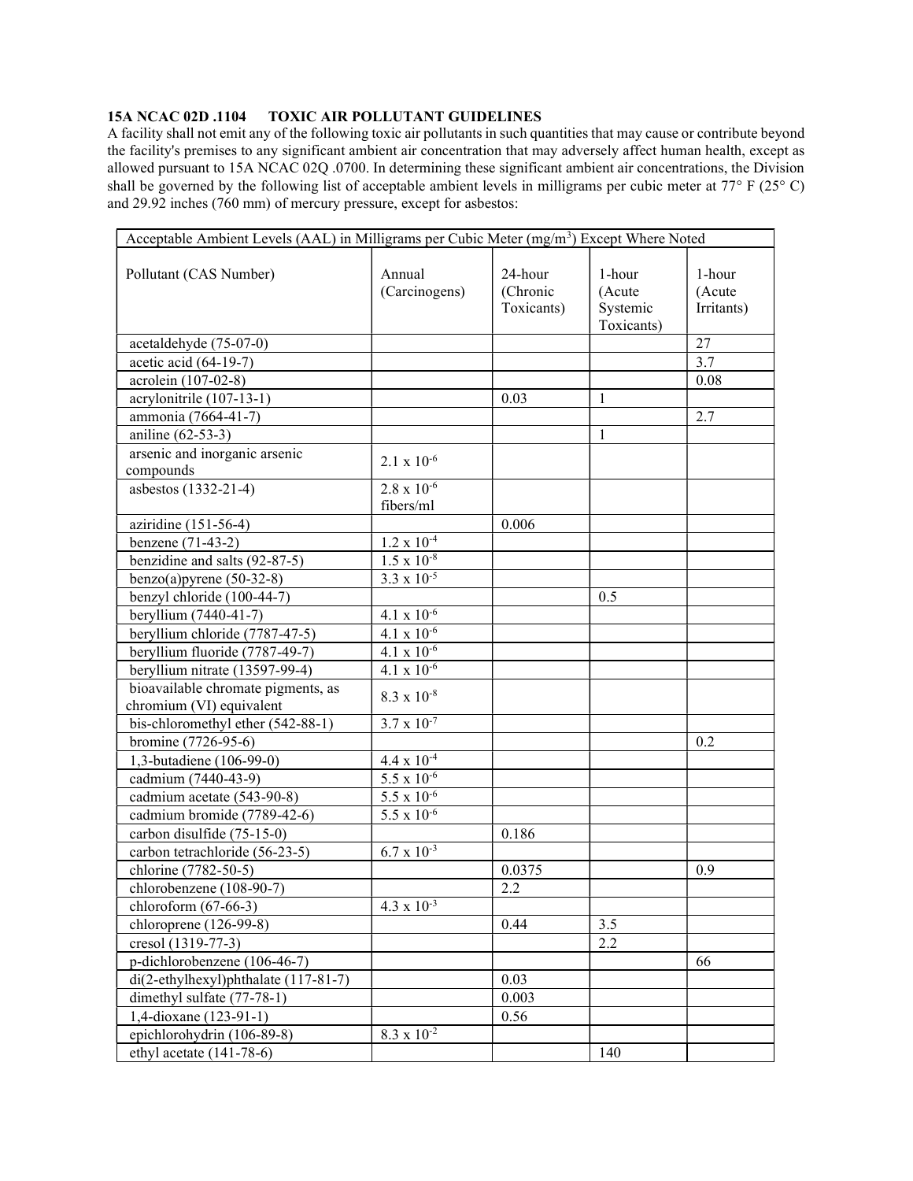**15A NCAC 02D .1104 TOXIC AIR POLLUTANT GUIDELINES**

A facility shall not emit any of the following toxic air pollutants in such quantities that may cause or contribute beyond the facility's premises to any significant ambient air concentration that may adversely affect human health, except as allowed pursuant to 15A NCAC 02Q .0700. In determining these significant ambient air concentrations, the Division shall be governed by the following list of acceptable ambient levels in milligrams per cubic meter at 77° F (25° C) and 29.92 inches (760 mm) of mercury pressure, except for asbestos:

| Acceptable Ambient Levels (AAL) in Milligrams per Cubic Meter ($mg/m^3$) Except Where Noted | | | | |
|---|---|---|---|---|
| Pollutant (CAS Number) | Annual (Carcinogens) | 24-hour (Chronic Toxicants) | 1-hour (Acute Systemic Toxicants) | 1-hour (Acute Irritants) |
| acetaldehyde (75-07-0) | | | | 27 |
| acetic acid (64-19-7) | | | | 3.7 |
| acrolein (107-02-8) | | | | 0.08 |
| acrylonitrile (107-13-1) | | 0.03 | 1 | |
| ammonia (7664-41-7) | | | | 2.7 |
| aniline (62-53-3) | | | 1 | |
| arsenic and inorganic arsenic compounds | $2.1 \times 10^{-6}$ | | | |
| asbestos (1332-21-4) | $2.8 \times 10^{-6}$ fibers/ml | | | |
| aziridine (151-56-4) | | 0.006 | | |
| benzene (71-43-2) | $1.2 \times 10^{-4}$ | | | |
| benzidine and salts (92-87-5) | $1.5 \times 10^{-8}$ | | | |
| benzo(a)pyrene (50-32-8) | $3.3 \times 10^{-5}$ | | | |
| benzyl chloride (100-44-7) | | | 0.5 | |
| beryllium (7440-41-7) | $4.1 \times 10^{-6}$ | | | |
| beryllium chloride (7787-47-5) | $4.1 \times 10^{-6}$ | | | |
| beryllium fluoride (7787-49-7) | $4.1 \times 10^{-6}$ | | | |
| beryllium nitrate (13597-99-4) | $4.1 \times 10^{-6}$ | | | |
| bioavailable chromate pigments, as chromium (VI) equivalent | $8.3 \times 10^{-8}$ | | | |
| bis-chloromethyl ether (542-88-1) | $3.7 \times 10^{-7}$ | | | |
| bromine (7726-95-6) | | | | 0.2 |
| 1,3-butadiene (106-99-0) | $4.4 \times 10^{-4}$ | | | |
| cadmium (7440-43-9) | $5.5 \times 10^{-6}$ | | | |
| cadmium acetate (543-90-8) | $5.5 \times 10^{-6}$ | | | |
| cadmium bromide (7789-42-6) | $5.5 \times 10^{-6}$ | | | |
| carbon disulfide (75-15-0) | | 0.186 | | |
| carbon tetrachloride (56-23-5) | $6.7 \times 10^{-3}$ | | | |
| chlorine (7782-50-5) | | 0.0375 | | 0.9 |
| chlorobenzene (108-90-7) | | 2.2 | | |
| chloroform (67-66-3) | $4.3 \times 10^{-3}$ | | | |
| chloroprene (126-99-8) | | 0.44 | 3.5 | |
| cresol (1319-77-3) | | | 2.2 | |
| p-dichlorobenzene (106-46-7) | | | | 66 |
| di(2-ethylhexyl)phthalate (117-81-7) | | 0.03 | | |
| dimethyl sulfate (77-78-1) | | 0.003 | | |
| 1,4-dioxane (123-91-1) | | 0.56 | | |
| epichlorohydrin (106-89-8) | $8.3 \times 10^{-2}$ | | | |
| ethyl acetate (141-78-6) | | | 140 | |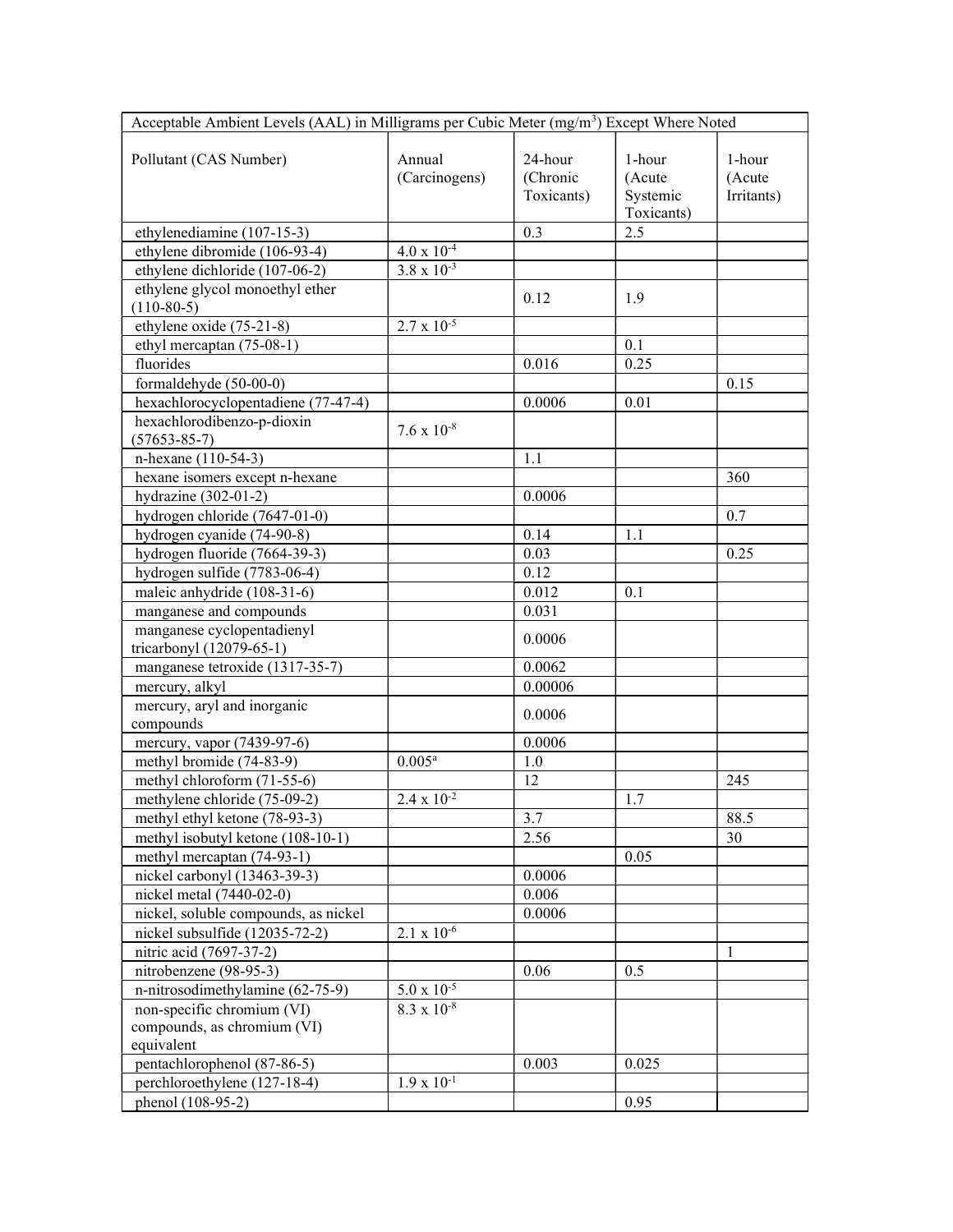| Acceptable Ambient Levels (AAL) in Milligrams per Cubic Meter ($mg/m^3$) Except Where Noted | | | | |
|---|---|---|---|---|
| Pollutant (CAS Number) | Annual (Carcinogens) | 24-hour (Chronic Toxicants) | 1-hour (Acute Systemic Toxicants) | 1-hour (Acute Irritants) |
| ethylenediamine (107-15-3) | | 0.3 | 2.5 | |
| ethylene dibromide (106-93-4) | $4.0 \times 10^{-4}$ | | | |
| ethylene dichloride (107-06-2) | $3.8 \times 10^{-3}$ | | | |
| ethylene glycol monoethyl ether (110-80-5) | | 0.12 | 1.9 | |
| ethylene oxide (75-21-8) | $2.7 \times 10^{-5}$ | | | |
| ethyl mercaptan (75-08-1) | | | 0.1 | |
| fluorides | | 0.016 | 0.25 | |
| formaldehyde (50-00-0) | | | | 0.15 |
| hexachlorocyclopentadiene (77-47-4) | | 0.0006 | 0.01 | |
| hexachlorodibenzo-p-dioxin (57653-85-7) | $7.6 \times 10^{-8}$ | | | |
| n-hexane (110-54-3) | | 1.1 | | |
| hexane isomers except n-hexane | | | | 360 |
| hydrazine (302-01-2) | | 0.0006 | | |
| hydrogen chloride (7647-01-0) | | | | 0.7 |
| hydrogen cyanide (74-90-8) | | 0.14 | 1.1 | |
| hydrogen fluoride (7664-39-3) | | 0.03 | | 0.25 |
| hydrogen sulfide (7783-06-4) | | 0.12 | | |
| maleic anhydride (108-31-6) | | 0.012 | 0.1 | |
| manganese and compounds | | 0.031 | | |
| manganese cyclopentadienyl tricarbonyl (12079-65-1) | | 0.0006 | | |
| manganese tetroxide (1317-35-7) | | 0.0062 | | |
| mercury, alkyl | | 0.00006 | | |
| mercury, aryl and inorganic compounds | | 0.0006 | | |
| mercury, vapor (7439-97-6) | | 0.0006 | | |
| methyl bromide (74-83-9) | 0.005[a] | 1.0 | | |
| methyl chloroform (71-55-6) | | 12 | | 245 |
| methylene chloride (75-09-2) | $2.4 \times 10^{-2}$ | | 1.7 | |
| methyl ethyl ketone (78-93-3) | | 3.7 | | 88.5 |
| methyl isobutyl ketone (108-10-1) | | 2.56 | | 30 |
| methyl mercaptan (74-93-1) | | | 0.05 | |
| nickel carbonyl (13463-39-3) | | 0.0006 | | |
| nickel metal (7440-02-0) | | 0.006 | | |
| nickel, soluble compounds, as nickel | | 0.0006 | | |
| nickel subsulfide (12035-72-2) | $2.1 \times 10^{-6}$ | | | |
| nitric acid (7697-37-2) | | | | 1 |
| nitrobenzene (98-95-3) | | 0.06 | 0.5 | |
| n-nitrosodimethylamine (62-75-9) | $5.0 \times 10^{-5}$ | | | |
| non-specific chromium (VI) compounds, as chromium (VI) equivalent | $8.3 \times 10^{-8}$ | | | |
| pentachlorophenol (87-86-5) | | 0.003 | 0.025 | |
| perchloroethylene (127-18-4) | $1.9 \times 10^{-1}$ | | | |
| phenol (108-95-2) | | | 0.95 | |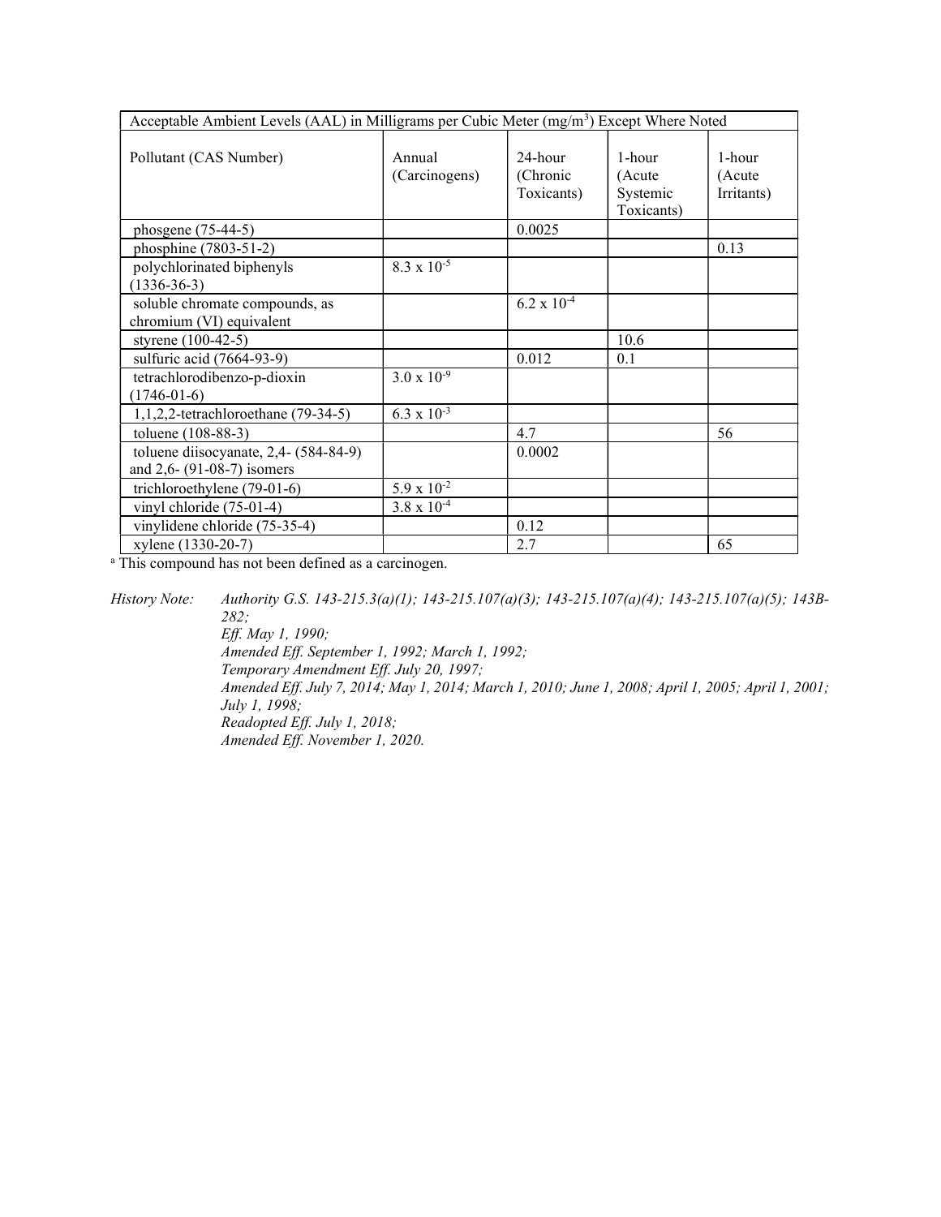| Acceptable Ambient Levels (AAL) in Milligrams per Cubic Meter ($mg/m^3$) Except Where Noted | | | | |
|---|---|---|---|---|
| Pollutant (CAS Number) | Annual (Carcinogens) | 24-hour (Chronic Toxicants) | 1-hour (Acute Systemic Toxicants) | 1-hour (Acute Irritants) |
| phosgene (75-44-5) | | 0.0025 | | |
| phosphine (7803-51-2) | | | | 0.13 |
| polychlorinated biphenyls (1336-36-3) | $8.3 \times 10^{-5}$ | | | |
| soluble chromate compounds, as chromium (VI) equivalent | | $6.2 \times 10^{-4}$ | | |
| styrene (100-42-5) | | | 10.6 | |
| sulfuric acid (7664-93-9) | | 0.012 | 0.1 | |
| tetrachlorodibenzo-p-dioxin (1746-01-6) | $3.0 \times 10^{-9}$ | | | |
| 1,1,2,2-tetrachloroethane (79-34-5) | $6.3 \times 10^{-3}$ | | | |
| toluene (108-88-3) | | 4.7 | | 56 |
| toluene diisocyanate, 2,4- (584-84-9) and 2,6- (91-08-7) isomers | | 0.0002 | | |
| trichloroethylene (79-01-6) | $5.9 \times 10^{-2}$ | | | |
| vinyl chloride (75-01-4) | $3.8 \times 10^{-4}$ | | | |
| vinylidene chloride (75-35-4) | | 0.12 | | |
| xylene (1330-20-7) | | 2.7 | | 65 |

[a] This compound has not been defined as a carcinogen.

*History Note: Authority G.S. 143-215.3(a)(1); 143-215.107(a)(3); 143-215.107(a)(4); 143-215.107(a)(5); 143B-282;*
*Eff. May 1, 1990;*
*Amended Eff. September 1, 1992; March 1, 1992;*
*Temporary Amendment Eff. July 20, 1997;*
*Amended Eff. July 7, 2014; May 1, 2014; March 1, 2010; June 1, 2008; April 1, 2005; April 1, 2001; July 1, 1998;*
*Readopted Eff. July 1, 2018;*
*Amended Eff. November 1, 2020.*